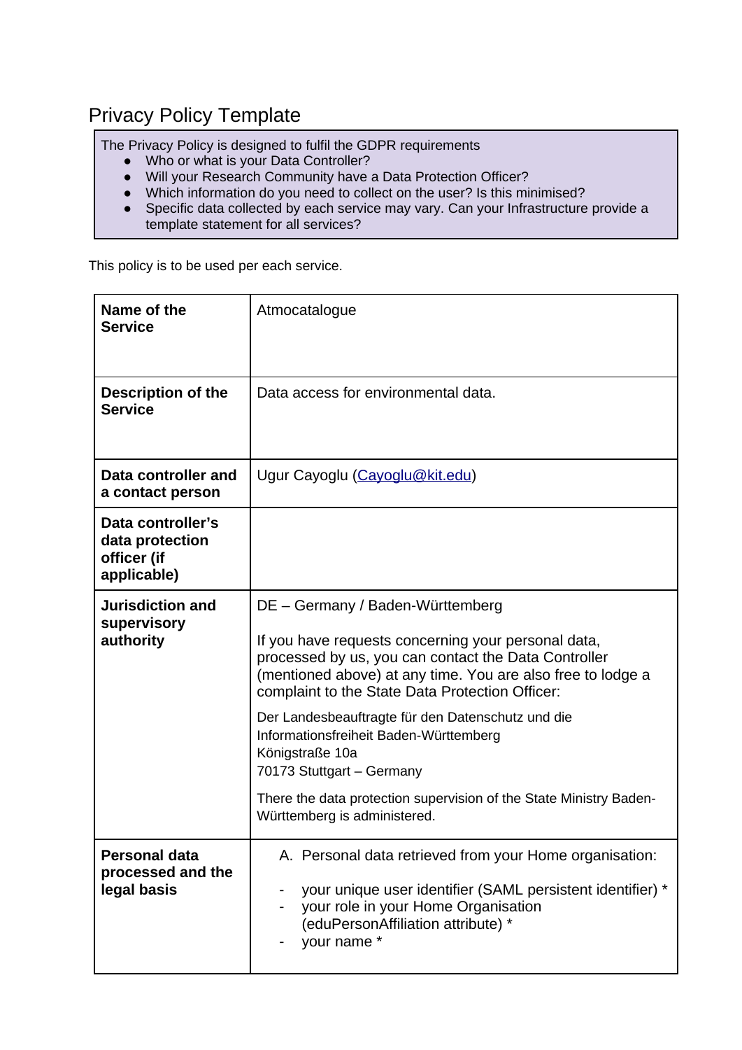# Privacy Policy Template

> The Privacy Policy is designed to fulfil the GDPR requirements
> - Who or what is your Data Controller?
> - Will your Research Community have a Data Protection Officer?
> - Which information do you need to collect on the user? Is this minimised?
> - Specific data collected by each service may vary. Can your Infrastructure provide a template statement for all services?

This policy is to be used per each service.

| | |
|---|---|
| **Name of the Service** | Atmocatalogue |
| **Description of the Service** | Data access for environmental data. |
| **Data controller and a contact person** | Ugur Cayoglu (Cayoglu@kit.edu) |
| **Data controller's data protection officer (if applicable)** | |
| **Jurisdiction and supervisory authority** | DE – Germany / Baden-Württemberg<br><br>If you have requests concerning your personal data, processed by us, you can contact the Data Controller (mentioned above) at any time. You are also free to lodge a complaint to the State Data Protection Officer:<br><br>Der Landesbeauftragte für den Datenschutz und die Informationsfreiheit Baden-Württemberg<br>Königstraße 10a<br>70173 Stuttgart – Germany<br><br>There the data protection supervision of the State Ministry Baden-Württemberg is administered. |
| **Personal data processed and the legal basis** | A. Personal data retrieved from your Home organisation:<br><br>- your unique user identifier (SAML persistent identifier) *<br>- your role in your Home Organisation (eduPersonAffiliation attribute) *<br>- your name * |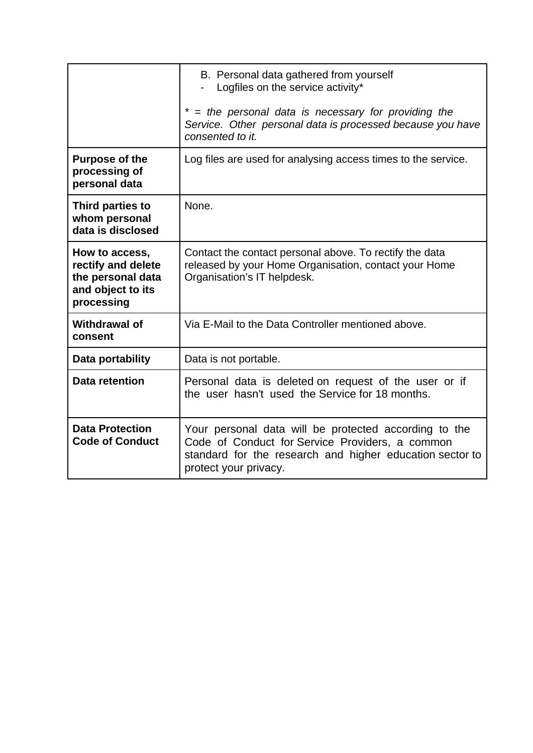| | |
|---|---|
| | B. Personal data gathered from yourself<br>- Logfiles on the service activity*<br><br>*\* = the personal data is necessary for providing the Service. Other personal data is processed because you have consented to it.* |
| **Purpose of the processing of personal data** | Log files are used for analysing access times to the service. |
| **Third parties to whom personal data is disclosed** | None. |
| **How to access, rectify and delete the personal data and object to its processing** | Contact the contact personal above. To rectify the data released by your Home Organisation, contact your Home Organisation's IT helpdesk. |
| **Withdrawal of consent** | Via E-Mail to the Data Controller mentioned above. |
| **Data portability** | Data is not portable. |
| **Data retention** | Personal data is deleted on request of the user or if the user hasn't used the Service for 18 months. |
| **Data Protection Code of Conduct** | Your personal data will be protected according to the Code of Conduct for Service Providers, a common standard for the research and higher education sector to protect your privacy. |